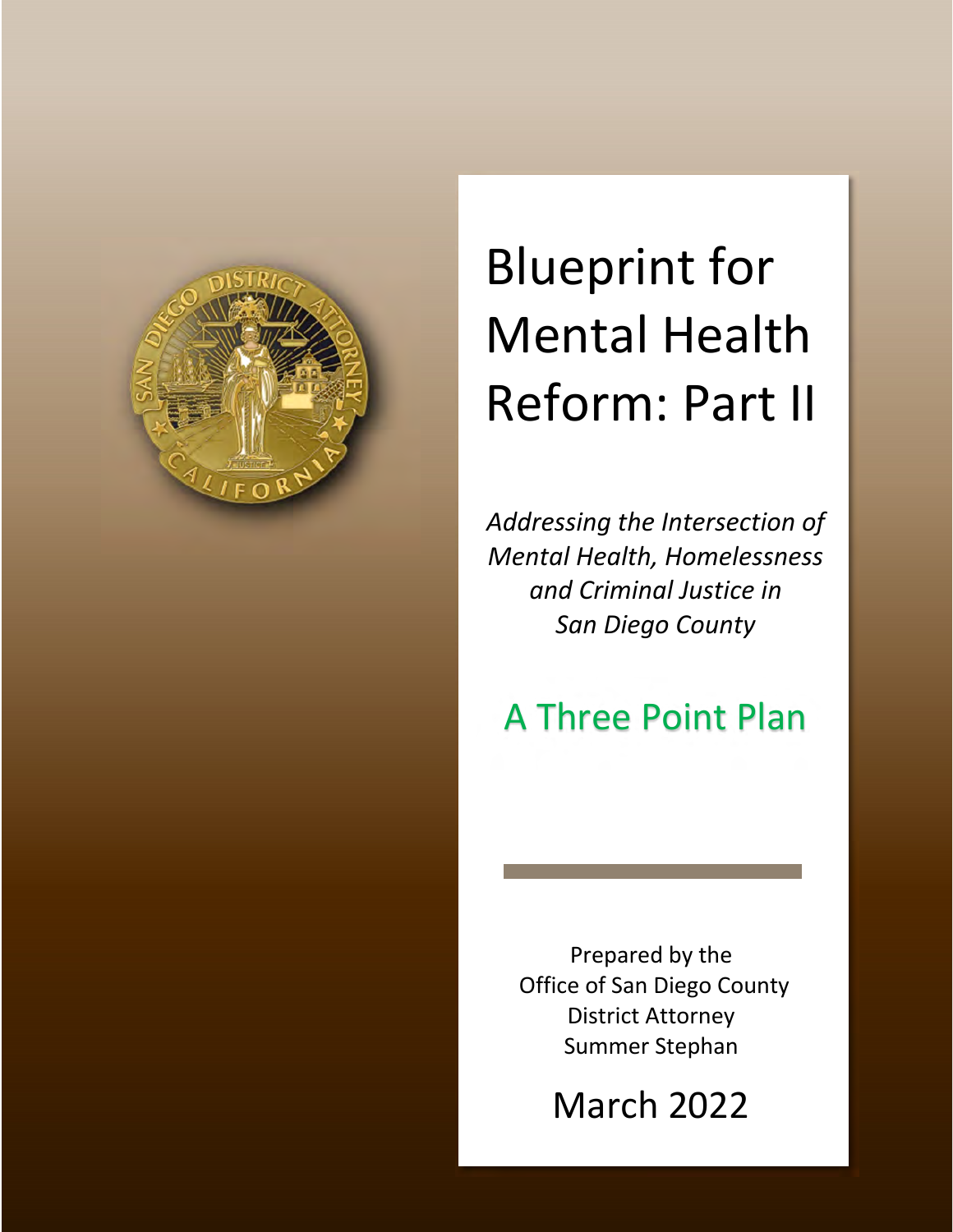# Blueprint for Mental Health Reform: Part II

*Addressing the Intersection of Mental Health, Homelessness and Criminal Justice in San Diego County*

## A Three Point Plan

Prepared by the
Office of San Diego County
District Attorney
Summer Stephan

March 2022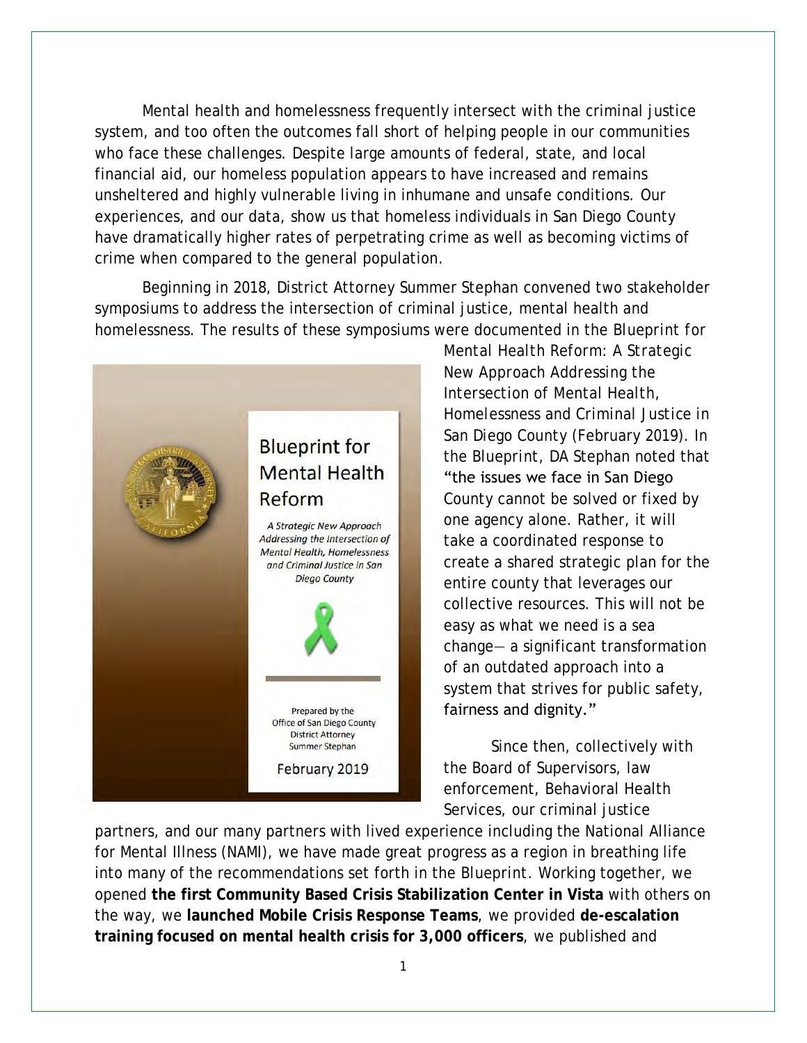Mental health and homelessness frequently intersect with the criminal justice system, and too often the outcomes fall short of helping people in our communities who face these challenges. Despite large amounts of federal, state, and local financial aid, our homeless population appears to have increased and remains unsheltered and highly vulnerable living in inhumane and unsafe conditions. Our experiences, and our data, show us that homeless individuals in San Diego County have dramatically higher rates of perpetrating crime as well as becoming victims of crime when compared to the general population.

Beginning in 2018, District Attorney Summer Stephan convened two stakeholder symposiums to address the intersection of criminal justice, mental health and homelessness. The results of these symposiums were documented in the *Blueprint for Mental Health Reform: A Strategic New Approach Addressing the Intersection of Mental Health, Homelessness and Criminal Justice in San Diego County* (February 2019). In the Blueprint, DA Stephan noted that "the issues we face in San Diego County cannot be solved or fixed by one agency alone. Rather, it will take a coordinated response to create a shared strategic plan for the entire county that leverages our collective resources. This will not be easy as what we need is a sea change— a significant transformation of an outdated approach into a system that strives for public safety, fairness and dignity."

Since then, collectively with the Board of Supervisors, law enforcement, Behavioral Health Services, our criminal justice partners, and our many partners with lived experience including the National Alliance for Mental Illness (NAMI), we have made great progress as a region in breathing life into many of the recommendations set forth in the Blueprint. Working together, we opened **the first Community Based Crisis Stabilization Center in Vista** with others on the way, we **launched Mobile Crisis Response Teams**, we provided **de-escalation training focused on mental health crisis for 3,000 officers**, we published and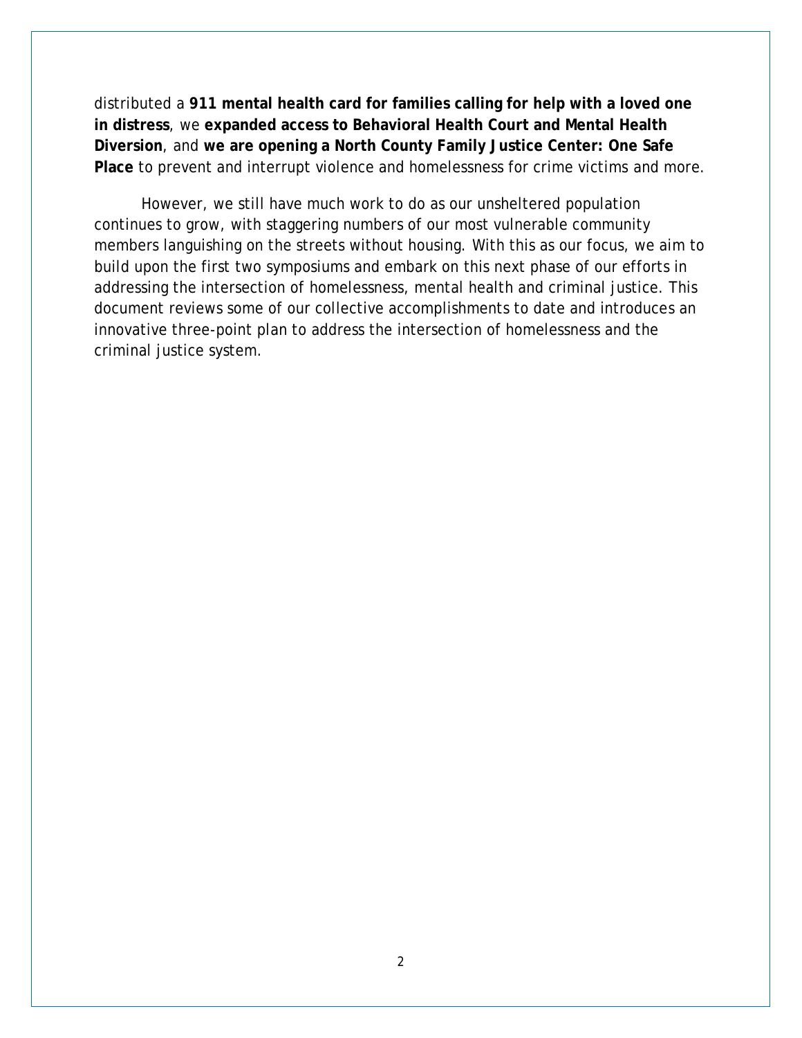distributed a **911 mental health card for families calling for help with a loved one in distress**, we **expanded access to Behavioral Health Court and Mental Health Diversion**, and **we are opening a North County Family Justice Center: One Safe Place** to prevent and interrupt violence and homelessness for crime victims and more.

However, we still have much work to do as our unsheltered population continues to grow, with staggering numbers of our most vulnerable community members languishing on the streets without housing. With this as our focus, we aim to build upon the first two symposiums and embark on this next phase of our efforts in addressing the intersection of homelessness, mental health and criminal justice. This document reviews some of our collective accomplishments to date and introduces an innovative three-point plan to address the intersection of homelessness and the criminal justice system.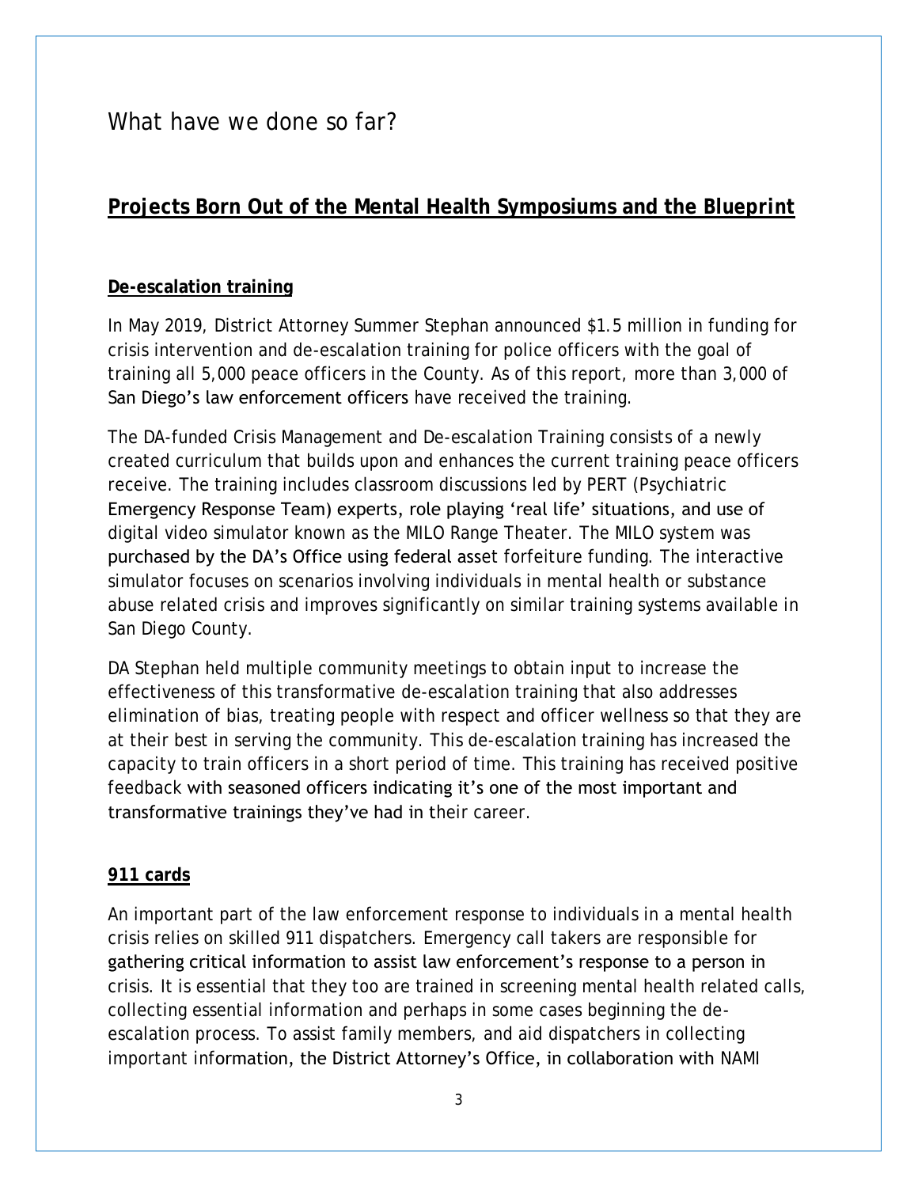# What have we done so far?

## **Projects Born Out of the Mental Health Symposiums and the Blueprint**

### **De-escalation training**

In May 2019, District Attorney Summer Stephan announced $1.5 million in funding for crisis intervention and de-escalation training for police officers with the goal of training all 5,000 peace officers in the County. As of this report, more than 3,000 of San Diego's law enforcement officers have received the training.

The DA-funded Crisis Management and De-escalation Training consists of a newly created curriculum that builds upon and enhances the current training peace officers receive. The training includes classroom discussions led by PERT (Psychiatric Emergency Response Team) experts, role playing 'real life' situations, and use of digital video simulator known as the MILO Range Theater. The MILO system was purchased by the DA's Office using federal asset forfeiture funding. The interactive simulator focuses on scenarios involving individuals in mental health or substance abuse related crisis and improves significantly on similar training systems available in San Diego County.

DA Stephan held multiple community meetings to obtain input to increase the effectiveness of this transformative de-escalation training that also addresses elimination of bias, treating people with respect and officer wellness so that they are at their best in serving the community. This de-escalation training has increased the capacity to train officers in a short period of time. This training has received positive feedback with seasoned officers indicating it's one of the most important and transformative trainings they've had in their career.

### **911 cards**

An important part of the law enforcement response to individuals in a mental health crisis relies on skilled 911 dispatchers. Emergency call takers are responsible for gathering critical information to assist law enforcement's response to a person in crisis. It is essential that they too are trained in screening mental health related calls, collecting essential information and perhaps in some cases beginning the de-escalation process. To assist family members, and aid dispatchers in collecting important information, the District Attorney's Office, in collaboration with NAMI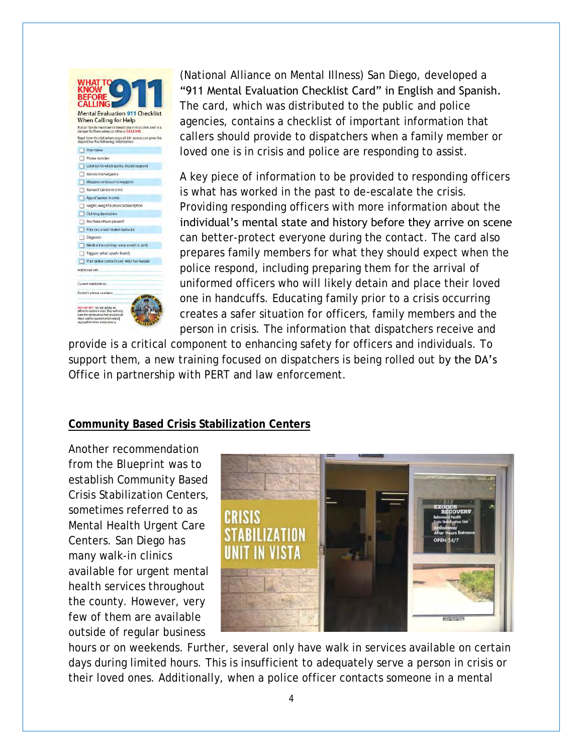(National Alliance on Mental Illness) San Diego, developed a "911 Mental Evaluation Checklist Card" in English and Spanish. The card, which was distributed to the public and police agencies, contains a checklist of important information that callers should provide to dispatchers when a family member or loved one is in crisis and police are responding to assist.

A key piece of information to be provided to responding officers is what has worked in the past to de-escalate the crisis. Providing responding officers with more information about the individual's mental state and history before they arrive on scene can better-protect everyone during the contact. The card also prepares family members for what they should expect when the police respond, including preparing them for the arrival of uniformed officers who will likely detain and place their loved one in handcuffs. Educating family prior to a crisis occurring creates a safer situation for officers, family members and the person in crisis. The information that dispatchers receive and provide is a critical component to enhancing safety for officers and individuals. To support them, a new training focused on dispatchers is being rolled out by the DA's Office in partnership with PERT and law enforcement.

**Community Based Crisis Stabilization Centers**

Another recommendation from the Blueprint was to establish Community Based Crisis Stabilization Centers, sometimes referred to as Mental Health Urgent Care Centers. San Diego has many walk-in clinics available for urgent mental health services throughout the county. However, very few of them are available outside of regular business hours or on weekends. Further, several only have walk in services available on certain days during limited hours. This is insufficient to adequately serve a person in crisis or their loved ones. Additionally, when a police officer contacts someone in a mental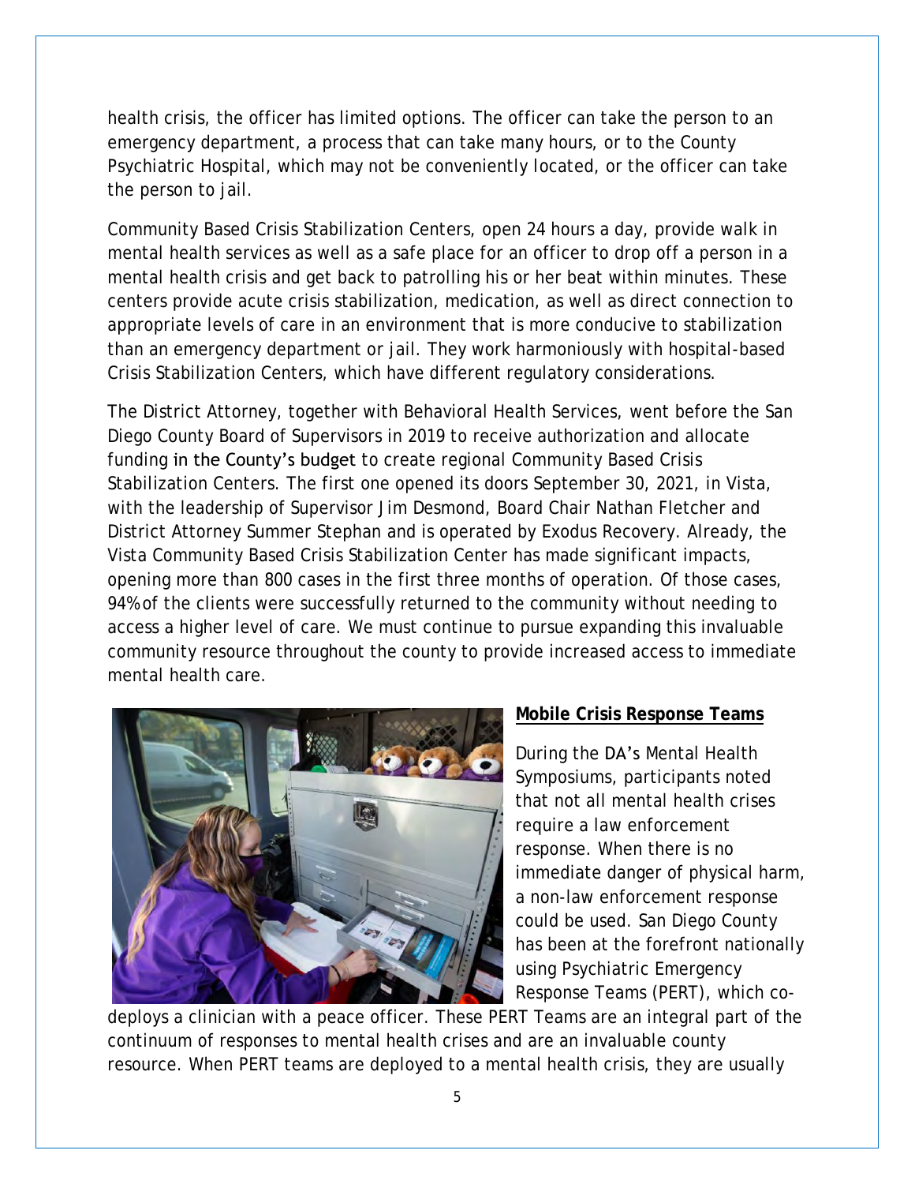health crisis, the officer has limited options. The officer can take the person to an emergency department, a process that can take many hours, or to the County Psychiatric Hospital, which may not be conveniently located, or the officer can take the person to jail.

Community Based Crisis Stabilization Centers, open 24 hours a day, provide walk in mental health services as well as a safe place for an officer to drop off a person in a mental health crisis and get back to patrolling his or her beat within minutes. These centers provide acute crisis stabilization, medication, as well as direct connection to appropriate levels of care in an environment that is more conducive to stabilization than an emergency department or jail. They work harmoniously with hospital-based Crisis Stabilization Centers, which have different regulatory considerations.

The District Attorney, together with Behavioral Health Services, went before the San Diego County Board of Supervisors in 2019 to receive authorization and allocate funding in the County's budget to create regional Community Based Crisis Stabilization Centers. The first one opened its doors September 30, 2021, in Vista, with the leadership of Supervisor Jim Desmond, Board Chair Nathan Fletcher and District Attorney Summer Stephan and is operated by Exodus Recovery. Already, the Vista Community Based Crisis Stabilization Center has made significant impacts, opening more than 800 cases in the first three months of operation. Of those cases, 94% of the clients were successfully returned to the community without needing to access a higher level of care. We must continue to pursue expanding this invaluable community resource throughout the county to provide increased access to immediate mental health care.

**Mobile Crisis Response Teams**

During the DA's Mental Health Symposiums, participants noted that not all mental health crises require a law enforcement response. When there is no immediate danger of physical harm, a non-law enforcement response could be used. San Diego County has been at the forefront nationally using Psychiatric Emergency Response Teams (PERT), which co-deploys a clinician with a peace officer. These PERT Teams are an integral part of the continuum of responses to mental health crises and are an invaluable county resource. When PERT teams are deployed to a mental health crisis, they are usually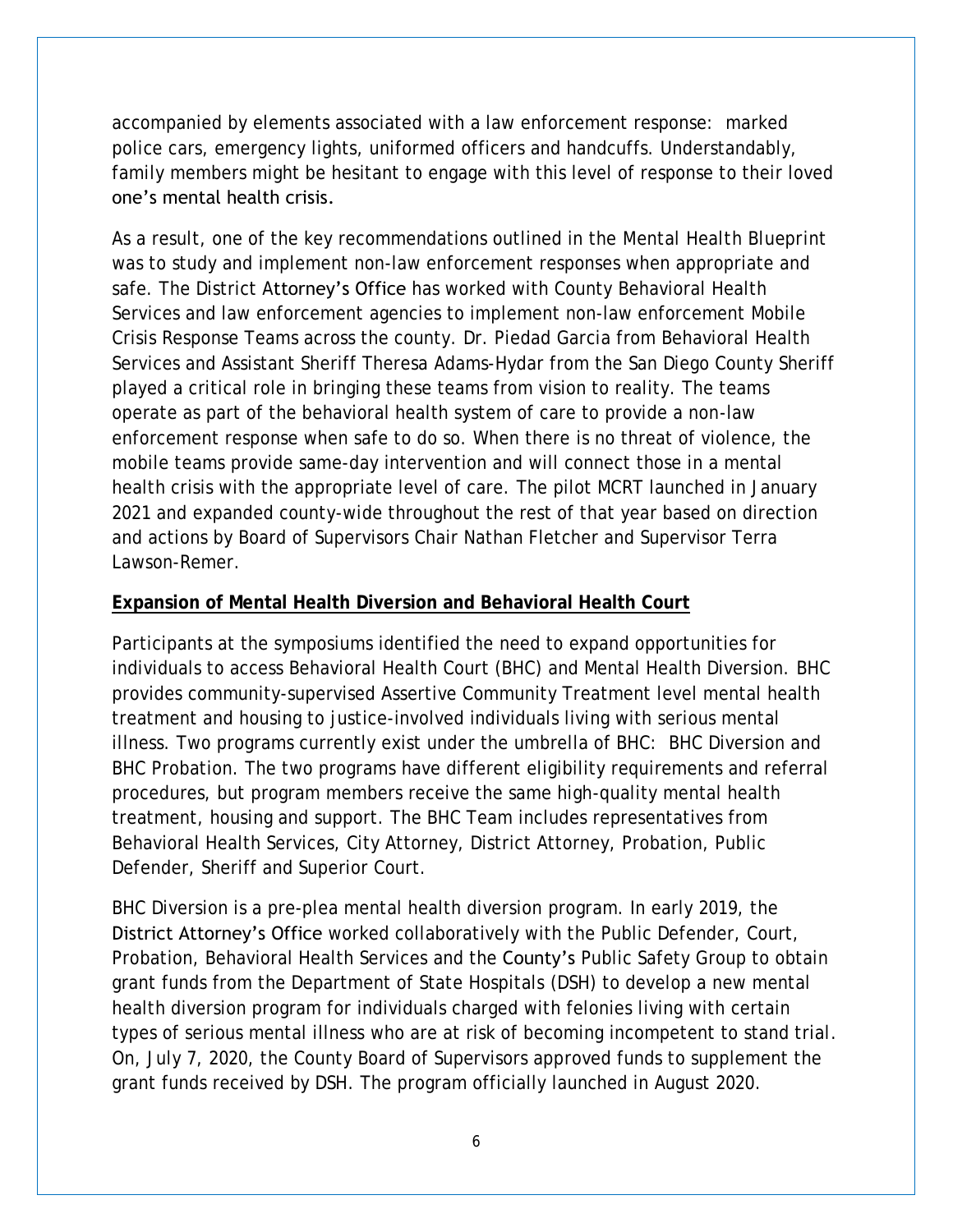accompanied by elements associated with a law enforcement response: marked police cars, emergency lights, uniformed officers and handcuffs. Understandably, family members might be hesitant to engage with this level of response to their loved one's mental health crisis.

As a result, one of the key recommendations outlined in the Mental Health Blueprint was to study and implement non-law enforcement responses when appropriate and safe. The District Attorney's Office has worked with County Behavioral Health Services and law enforcement agencies to implement non-law enforcement Mobile Crisis Response Teams across the county. Dr. Piedad Garcia from Behavioral Health Services and Assistant Sheriff Theresa Adams-Hydar from the San Diego County Sheriff played a critical role in bringing these teams from vision to reality. The teams operate as part of the behavioral health system of care to provide a non-law enforcement response when safe to do so. When there is no threat of violence, the mobile teams provide same-day intervention and will connect those in a mental health crisis with the appropriate level of care. The pilot MCRT launched in January 2021 and expanded county-wide throughout the rest of that year based on direction and actions by Board of Supervisors Chair Nathan Fletcher and Supervisor Terra Lawson-Remer.

**Expansion of Mental Health Diversion and Behavioral Health Court**

Participants at the symposiums identified the need to expand opportunities for individuals to access Behavioral Health Court (BHC) and Mental Health Diversion. BHC provides community-supervised Assertive Community Treatment level mental health treatment and housing to justice-involved individuals living with serious mental illness. Two programs currently exist under the umbrella of BHC: BHC Diversion and BHC Probation. The two programs have different eligibility requirements and referral procedures, but program members receive the same high-quality mental health treatment, housing and support. The BHC Team includes representatives from Behavioral Health Services, City Attorney, District Attorney, Probation, Public Defender, Sheriff and Superior Court.

BHC Diversion is a pre-plea mental health diversion program. In early 2019, the District Attorney's Office worked collaboratively with the Public Defender, Court, Probation, Behavioral Health Services and the County's Public Safety Group to obtain grant funds from the Department of State Hospitals (DSH) to develop a new mental health diversion program for individuals charged with felonies living with certain types of serious mental illness who are at risk of becoming incompetent to stand trial. On, July 7, 2020, the County Board of Supervisors approved funds to supplement the grant funds received by DSH. The program officially launched in August 2020.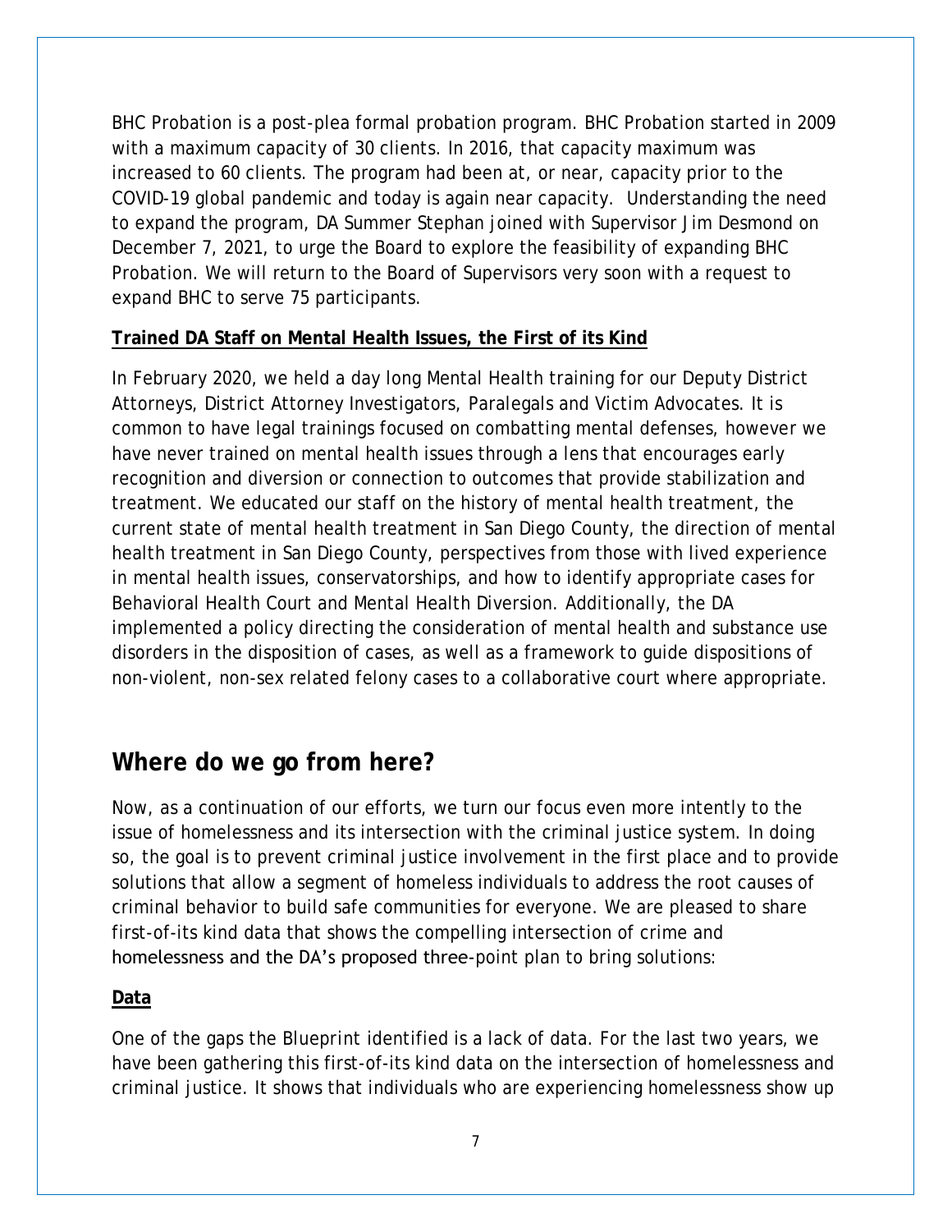BHC Probation is a post-plea formal probation program. BHC Probation started in 2009 with a maximum capacity of 30 clients. In 2016, that capacity maximum was increased to 60 clients. The program had been at, or near, capacity prior to the COVID-19 global pandemic and today is again near capacity. Understanding the need to expand the program, DA Summer Stephan joined with Supervisor Jim Desmond on December 7, 2021, to urge the Board to explore the feasibility of expanding BHC Probation. We will return to the Board of Supervisors very soon with a request to expand BHC to serve 75 participants.

**Trained DA Staff on Mental Health Issues, the First of its Kind**

In February 2020, we held a day long Mental Health training for our Deputy District Attorneys, District Attorney Investigators, Paralegals and Victim Advocates. It is common to have legal trainings focused on combatting mental defenses, however we have never trained on mental health issues through a lens that encourages early recognition and diversion or connection to outcomes that provide stabilization and treatment. We educated our staff on the history of mental health treatment, the current state of mental health treatment in San Diego County, the direction of mental health treatment in San Diego County, perspectives from those with lived experience in mental health issues, conservatorships, and how to identify appropriate cases for Behavioral Health Court and Mental Health Diversion. Additionally, the DA implemented a policy directing the consideration of mental health and substance use disorders in the disposition of cases, as well as a framework to guide dispositions of non-violent, non-sex related felony cases to a collaborative court where appropriate.

## Where do we go from here?

Now, as a continuation of our efforts, we turn our focus even more intently to the issue of homelessness and its intersection with the criminal justice system. In doing so, the goal is to prevent criminal justice involvement in the first place and to provide solutions that allow a segment of homeless individuals to address the root causes of criminal behavior to build safe communities for everyone. We are pleased to share first-of-its kind data that shows the compelling intersection of crime and homelessness and the DA's proposed three-point plan to bring solutions:

**Data**

One of the gaps the Blueprint identified is a lack of data. For the last two years, we have been gathering this first-of-its kind data on the intersection of homelessness and criminal justice. It shows that individuals who are experiencing homelessness show up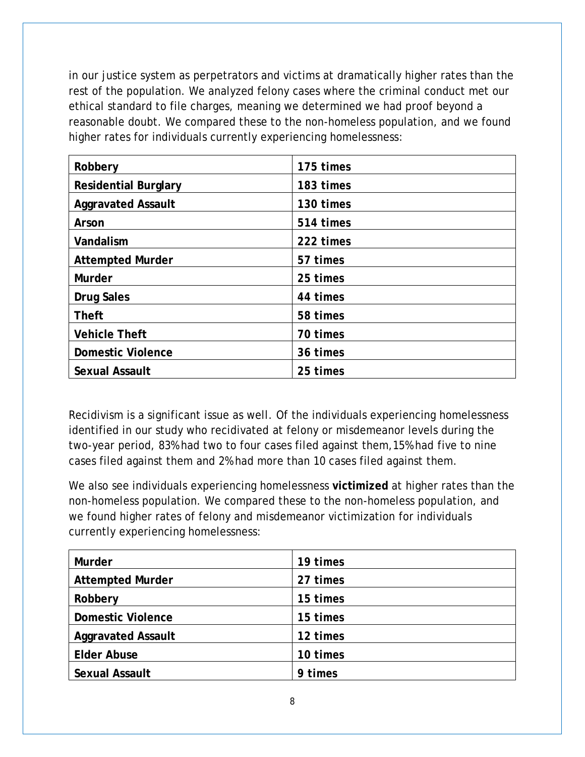in our justice system as perpetrators and victims at dramatically higher rates than the rest of the population. We analyzed felony cases where the criminal conduct met our ethical standard to file charges, meaning we determined we had proof beyond a reasonable doubt. We compared these to the non-homeless population, and we found higher rates for individuals currently experiencing homelessness:

| | |
|---|---|
| **Robbery** | **175 times** |
| **Residential Burglary** | **183 times** |
| **Aggravated Assault** | **130 times** |
| **Arson** | **514 times** |
| **Vandalism** | **222 times** |
| **Attempted Murder** | **57 times** |
| **Murder** | **25 times** |
| **Drug Sales** | **44 times** |
| **Theft** | **58 times** |
| **Vehicle Theft** | **70 times** |
| **Domestic Violence** | **36 times** |
| **Sexual Assault** | **25 times** |

Recidivism is a significant issue as well. Of the individuals experiencing homelessness identified in our study who recidivated at felony or misdemeanor levels during the two-year period, 83% had two to four cases filed against them, 15% had five to nine cases filed against them and 2% had more than 10 cases filed against them.

We also see individuals experiencing homelessness **victimized** at higher rates than the non-homeless population. We compared these to the non-homeless population, and we found higher rates of felony and misdemeanor victimization for individuals currently experiencing homelessness:

| | |
|---|---|
| **Murder** | **19 times** |
| **Attempted Murder** | **27 times** |
| **Robbery** | **15 times** |
| **Domestic Violence** | **15 times** |
| **Aggravated Assault** | **12 times** |
| **Elder Abuse** | **10 times** |
| **Sexual Assault** | **9 times** |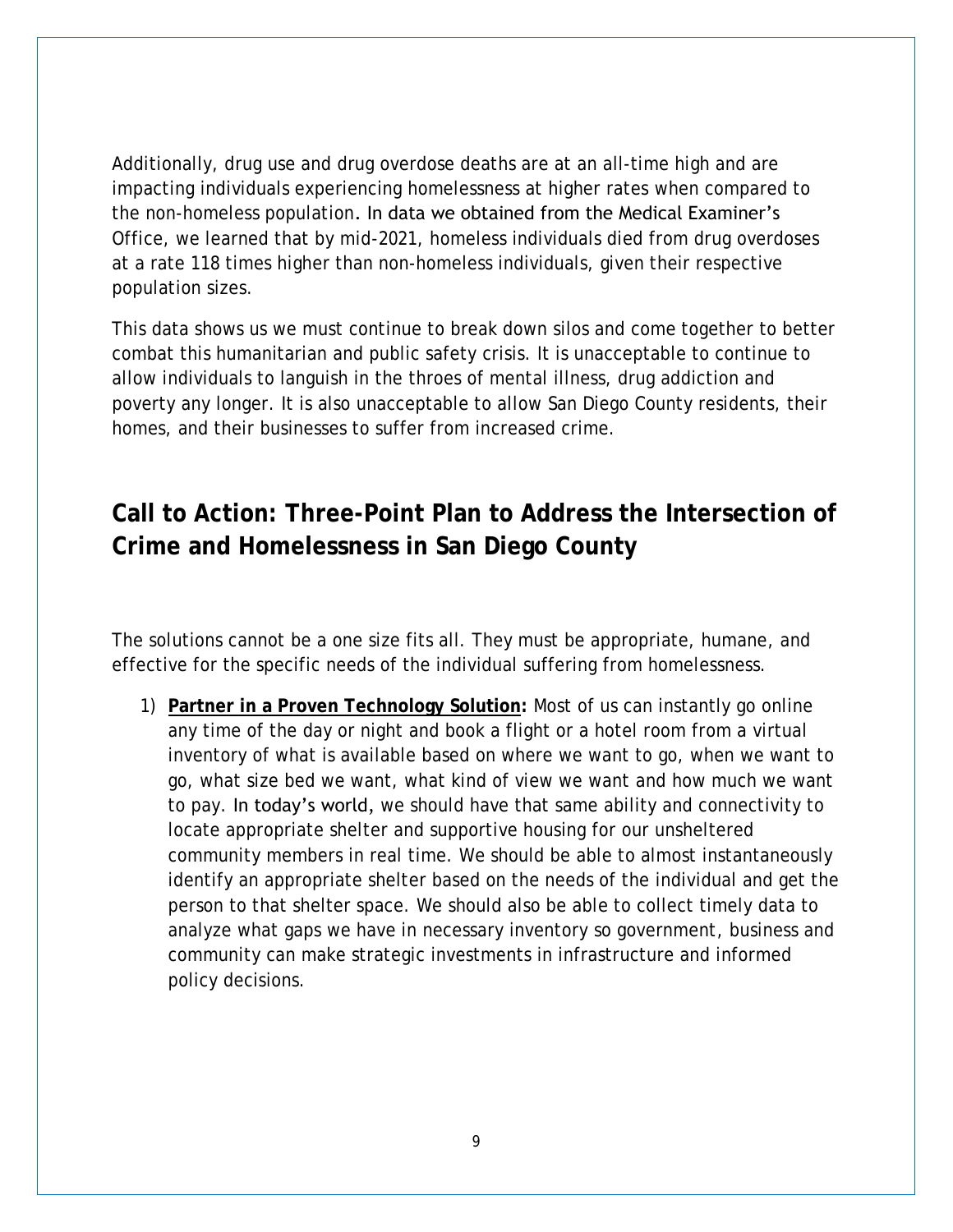Additionally, drug use and drug overdose deaths are at an all-time high and are impacting individuals experiencing homelessness at higher rates when compared to the non-homeless population. In data we obtained from the Medical Examiner's Office, we learned that by mid-2021, homeless individuals died from drug overdoses at a rate 118 times higher than non-homeless individuals, given their respective population sizes.

This data shows us we must continue to break down silos and come together to better combat this humanitarian and public safety crisis. It is unacceptable to continue to allow individuals to languish in the throes of mental illness, drug addiction and poverty any longer. It is also unacceptable to allow San Diego County residents, their homes, and their businesses to suffer from increased crime.

## Call to Action: Three-Point Plan to Address the Intersection of Crime and Homelessness in San Diego County

The solutions cannot be a one size fits all. They must be appropriate, humane, and effective for the specific needs of the individual suffering from homelessness.

1) **Partner in a Proven Technology Solution:** Most of us can instantly go online any time of the day or night and book a flight or a hotel room from a virtual inventory of what is available based on where we want to go, when we want to go, what size bed we want, what kind of view we want and how much we want to pay. In today's world, we should have that same ability and connectivity to locate appropriate shelter and supportive housing for our unsheltered community members in real time. We should be able to almost instantaneously identify an appropriate shelter based on the needs of the individual and get the person to that shelter space. We should also be able to collect timely data to analyze what gaps we have in necessary inventory so government, business and community can make strategic investments in infrastructure and informed policy decisions.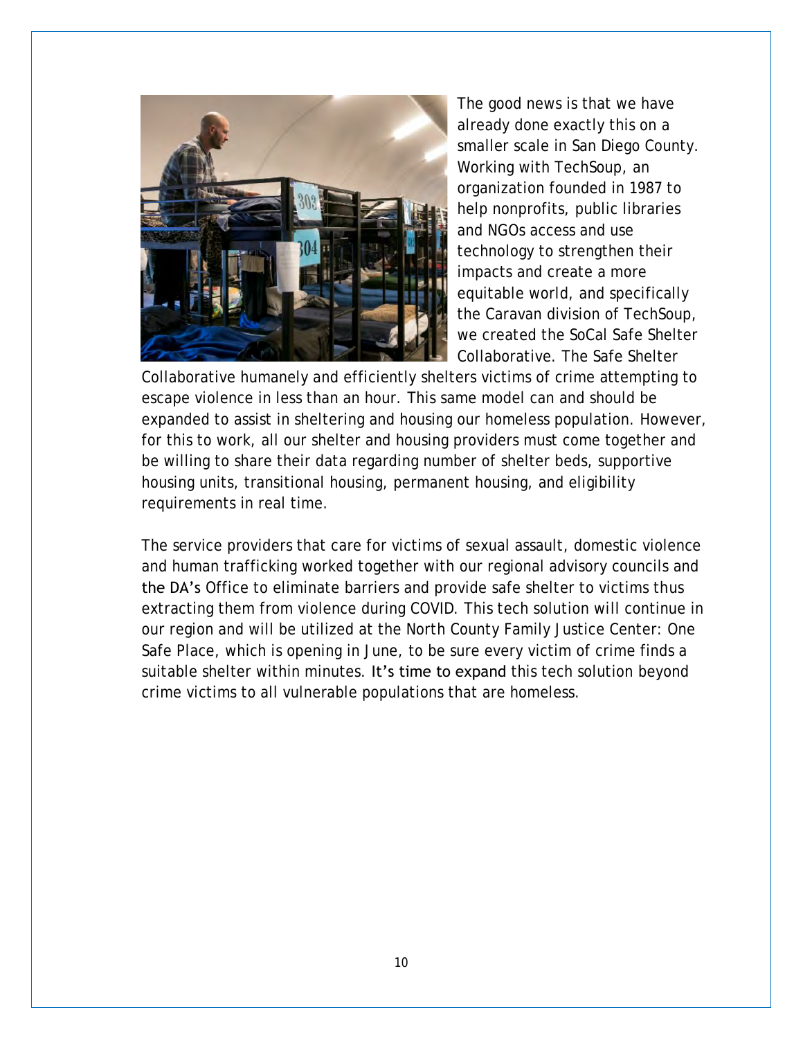The good news is that we have already done exactly this on a smaller scale in San Diego County. Working with TechSoup, an organization founded in 1987 to help nonprofits, public libraries and NGOs access and use technology to strengthen their impacts and create a more equitable world, and specifically the Caravan division of TechSoup, we created the SoCal Safe Shelter Collaborative. The Safe Shelter Collaborative humanely and efficiently shelters victims of crime attempting to escape violence in less than an hour. This same model can and should be expanded to assist in sheltering and housing our homeless population. However, for this to work, all our shelter and housing providers must come together and be willing to share their data regarding number of shelter beds, supportive housing units, transitional housing, permanent housing, and eligibility requirements in real time.

The service providers that care for victims of sexual assault, domestic violence and human trafficking worked together with our regional advisory councils and the DA's Office to eliminate barriers and provide safe shelter to victims thus extracting them from violence during COVID. This tech solution will continue in our region and will be utilized at the North County Family Justice Center: One Safe Place, which is opening in June, to be sure every victim of crime finds a suitable shelter within minutes. It's time to expand this tech solution beyond crime victims to all vulnerable populations that are homeless.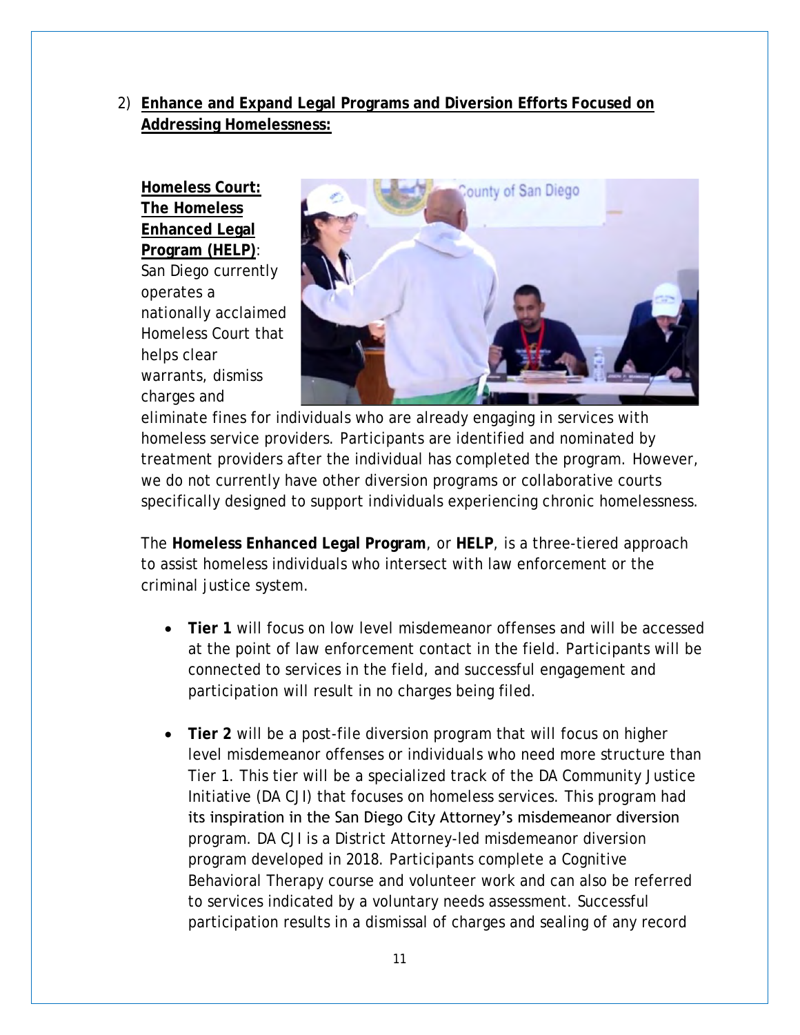2) **Enhance and Expand Legal Programs and Diversion Efforts Focused on Addressing Homelessness:**

**Homeless Court: The Homeless Enhanced Legal Program (HELP)**: San Diego currently operates a nationally acclaimed Homeless Court that helps clear warrants, dismiss charges and eliminate fines for individuals who are already engaging in services with homeless service providers. Participants are identified and nominated by treatment providers after the individual has completed the program. However, we do not currently have other diversion programs or collaborative courts specifically designed to support individuals experiencing chronic homelessness.

The **Homeless Enhanced Legal Program**, or **HELP**, is a three-tiered approach to assist homeless individuals who intersect with law enforcement or the criminal justice system.

- **Tier 1** will focus on low level misdemeanor offenses and will be accessed at the point of law enforcement contact in the field. Participants will be connected to services in the field, and successful engagement and participation will result in no charges being filed.

- **Tier 2** will be a post-file diversion program that will focus on higher level misdemeanor offenses or individuals who need more structure than Tier 1. This tier will be a specialized track of the DA Community Justice Initiative (DA CJI) that focuses on homeless services. This program had its inspiration in the San Diego City Attorney's misdemeanor diversion program. DA CJI is a District Attorney-led misdemeanor diversion program developed in 2018. Participants complete a Cognitive Behavioral Therapy course and volunteer work and can also be referred to services indicated by a voluntary needs assessment. Successful participation results in a dismissal of charges and sealing of any record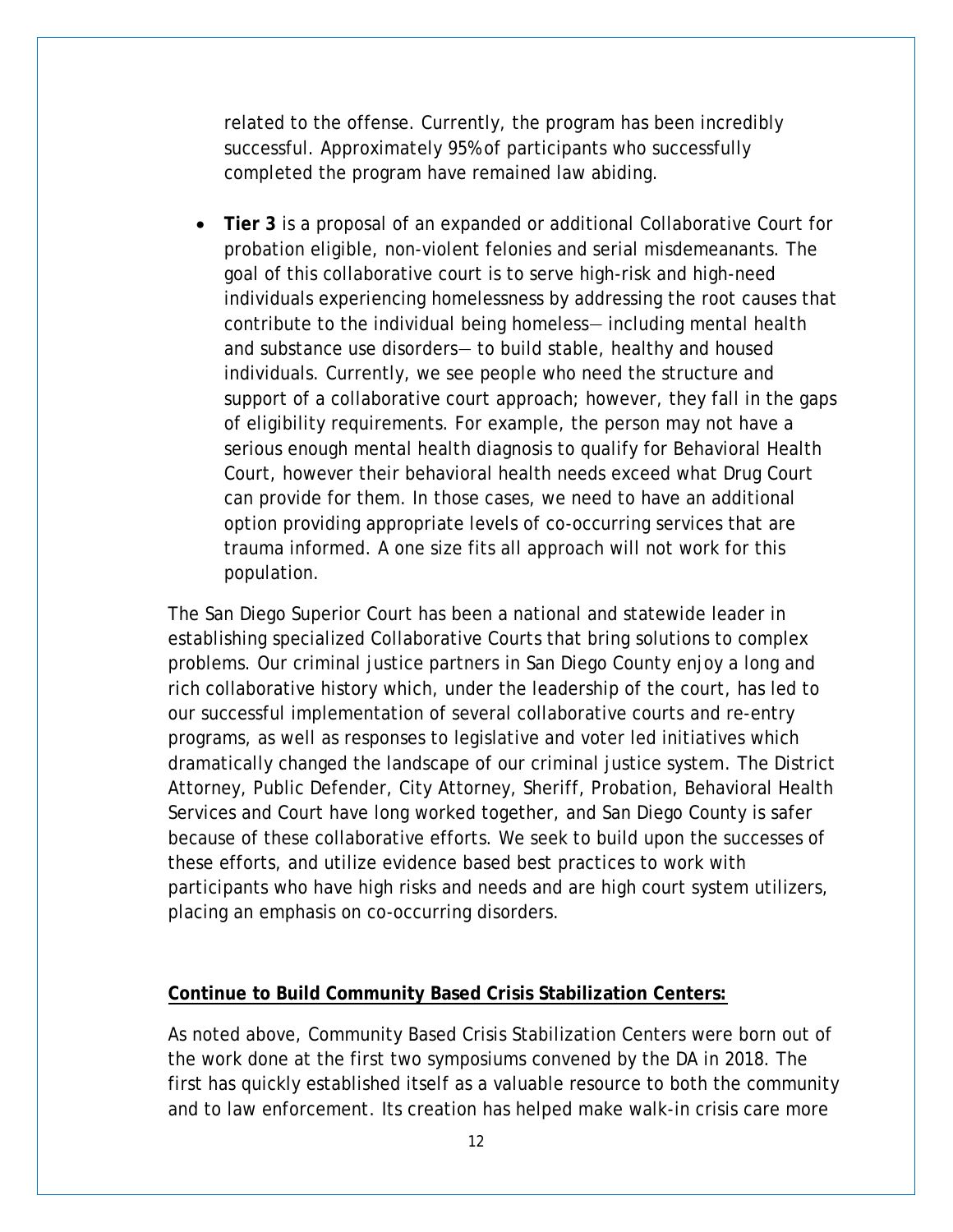related to the offense. Currently, the program has been incredibly successful. Approximately 95% of participants who successfully completed the program have remained law abiding.

- **Tier 3** is a proposal of an expanded or additional Collaborative Court for probation eligible, non-violent felonies and serial misdemeanants. The goal of this collaborative court is to serve high-risk and high-need individuals experiencing homelessness by addressing the root causes that contribute to the individual being homeless— including mental health and substance use disorders— to build stable, healthy and housed individuals. Currently, we see people who need the structure and support of a collaborative court approach; however, they fall in the gaps of eligibility requirements. For example, the person may not have a serious enough mental health diagnosis to qualify for Behavioral Health Court, however their behavioral health needs exceed what Drug Court can provide for them. In those cases, we need to have an additional option providing appropriate levels of co-occurring services that are trauma informed. A one size fits all approach will not work for this population.

The San Diego Superior Court has been a national and statewide leader in establishing specialized Collaborative Courts that bring solutions to complex problems. Our criminal justice partners in San Diego County enjoy a long and rich collaborative history which, under the leadership of the court, has led to our successful implementation of several collaborative courts and re-entry programs, as well as responses to legislative and voter led initiatives which dramatically changed the landscape of our criminal justice system. The District Attorney, Public Defender, City Attorney, Sheriff, Probation, Behavioral Health Services and Court have long worked together, and San Diego County is safer because of these collaborative efforts. We seek to build upon the successes of these efforts, and utilize evidence based best practices to work with participants who have high risks and needs and are high court system utilizers, placing an emphasis on co-occurring disorders.

**Continue to Build Community Based Crisis Stabilization Centers:**

As noted above, Community Based Crisis Stabilization Centers were born out of the work done at the first two symposiums convened by the DA in 2018. The first has quickly established itself as a valuable resource to both the community and to law enforcement. Its creation has helped make walk-in crisis care more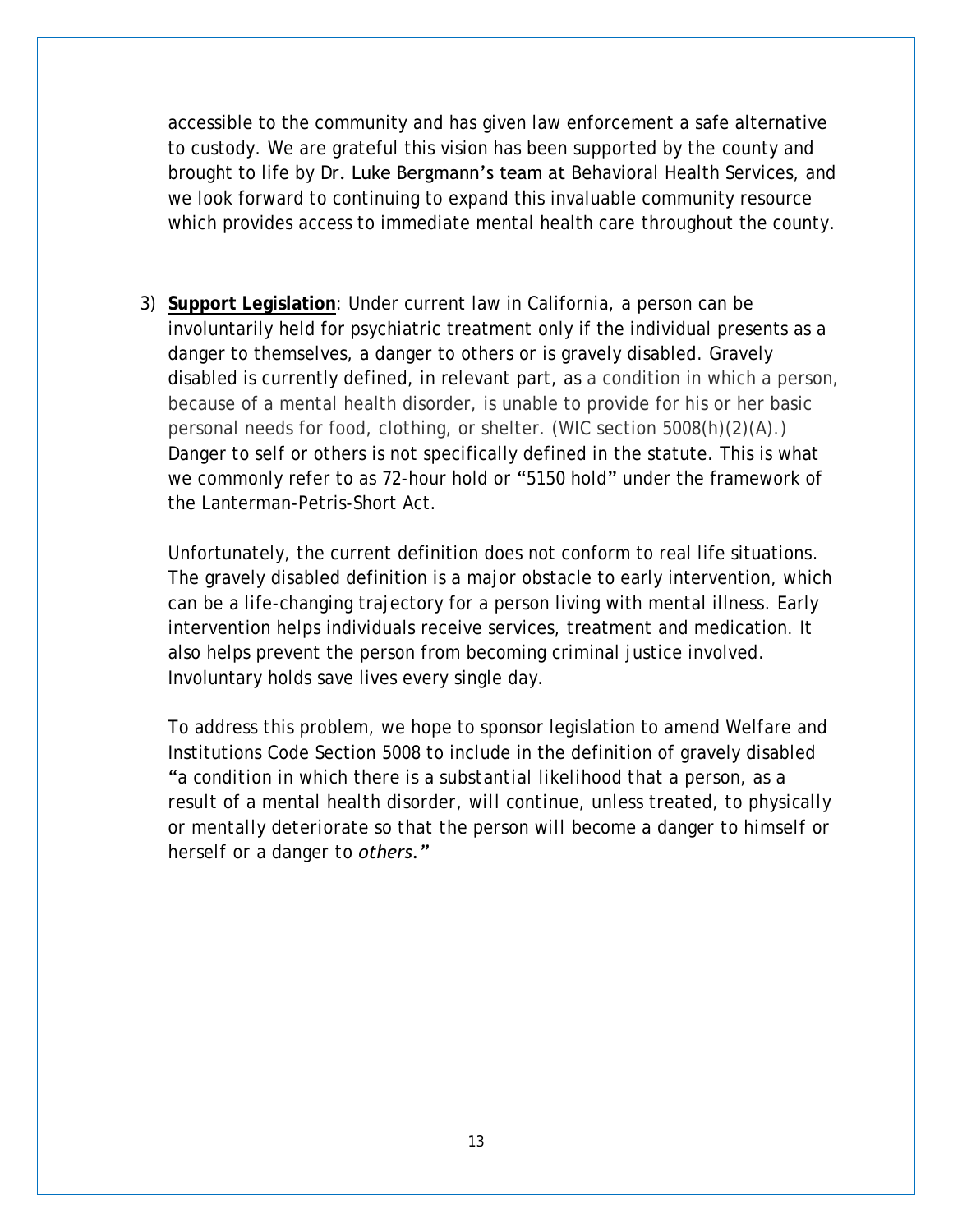accessible to the community and has given law enforcement a safe alternative to custody. We are grateful this vision has been supported by the county and brought to life by Dr. Luke Bergmann's team at Behavioral Health Services, and we look forward to continuing to expand this invaluable community resource which provides access to immediate mental health care throughout the county.

3) **Support Legislation**: Under current law in California, a person can be involuntarily held for psychiatric treatment only if the individual presents as a danger to themselves, a danger to others or is gravely disabled. Gravely disabled is currently defined, in relevant part, as a condition in which a person, because of a mental health disorder, is unable to provide for his or her basic personal needs for food, clothing, or shelter. (WIC section 5008(h)(2)(A).) Danger to self or others is not specifically defined in the statute. This is what we commonly refer to as 72-hour hold or "5150 hold" under the framework of the Lanterman-Petris-Short Act.

   Unfortunately, the current definition does not conform to real life situations. The gravely disabled definition is a major obstacle to early intervention, which can be a life-changing trajectory for a person living with mental illness. Early intervention helps individuals receive services, treatment and medication. It also helps prevent the person from becoming criminal justice involved. Involuntary holds save lives every single day.

   To address this problem, we hope to sponsor legislation to amend Welfare and Institutions Code Section 5008 to include in the definition of gravely disabled "a condition in which there is a substantial likelihood that a person, as a result of a mental health disorder, will continue, unless treated, to physically or mentally deteriorate so that the person will become a danger to himself or herself or a danger to *others*."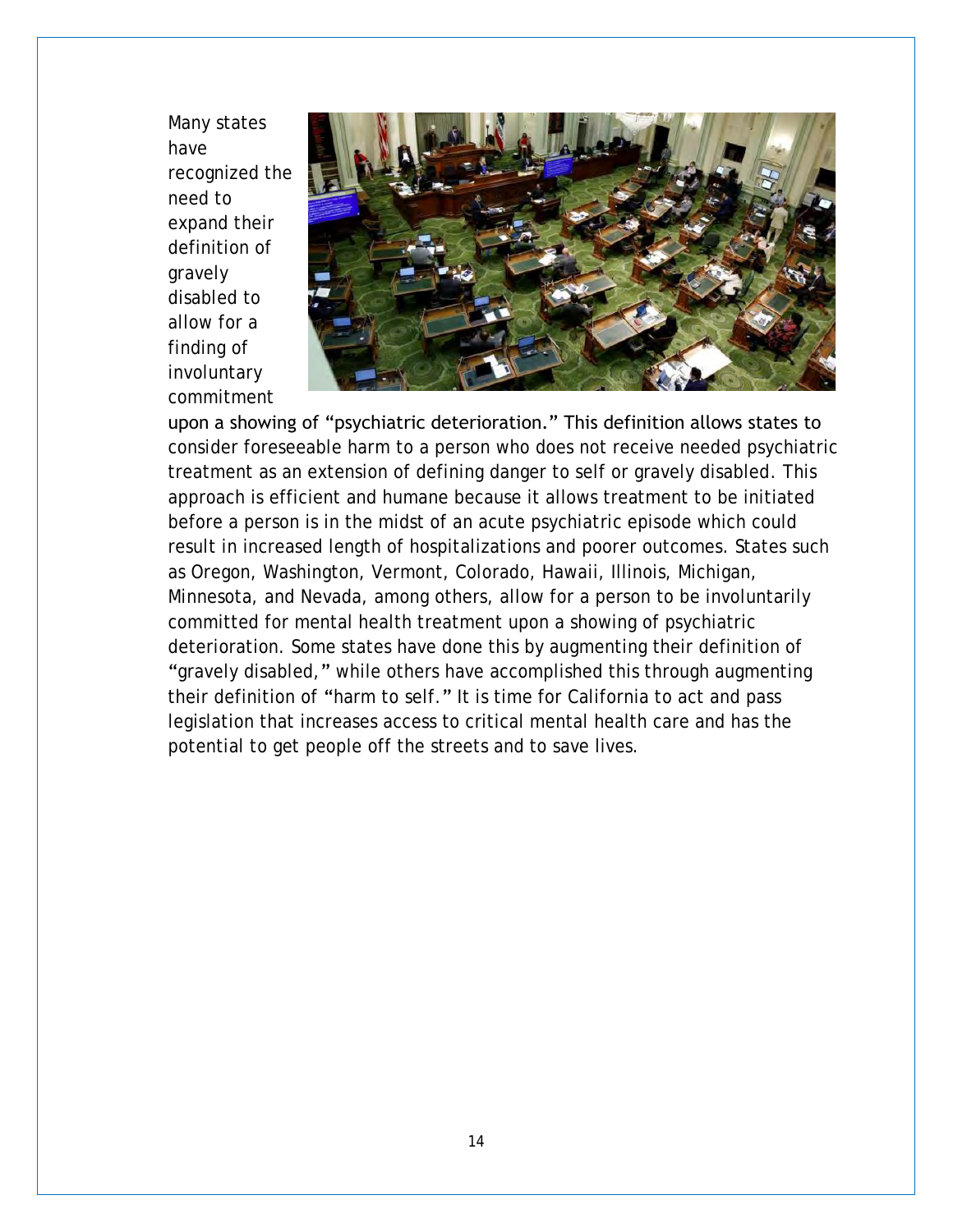Many states have recognized the need to expand their definition of gravely disabled to allow for a finding of involuntary commitment upon a showing of "psychiatric deterioration." This definition allows states to consider foreseeable harm to a person who does not receive needed psychiatric treatment as an extension of defining danger to self or gravely disabled. This approach is efficient and humane because it allows treatment to be initiated before a person is in the midst of an acute psychiatric episode which could result in increased length of hospitalizations and poorer outcomes. States such as Oregon, Washington, Vermont, Colorado, Hawaii, Illinois, Michigan, Minnesota, and Nevada, among others, allow for a person to be involuntarily committed for mental health treatment upon a showing of psychiatric deterioration. Some states have done this by augmenting their definition of "gravely disabled," while others have accomplished this through augmenting their definition of "harm to self." It is time for California to act and pass legislation that increases access to critical mental health care and has the potential to get people off the streets and to save lives.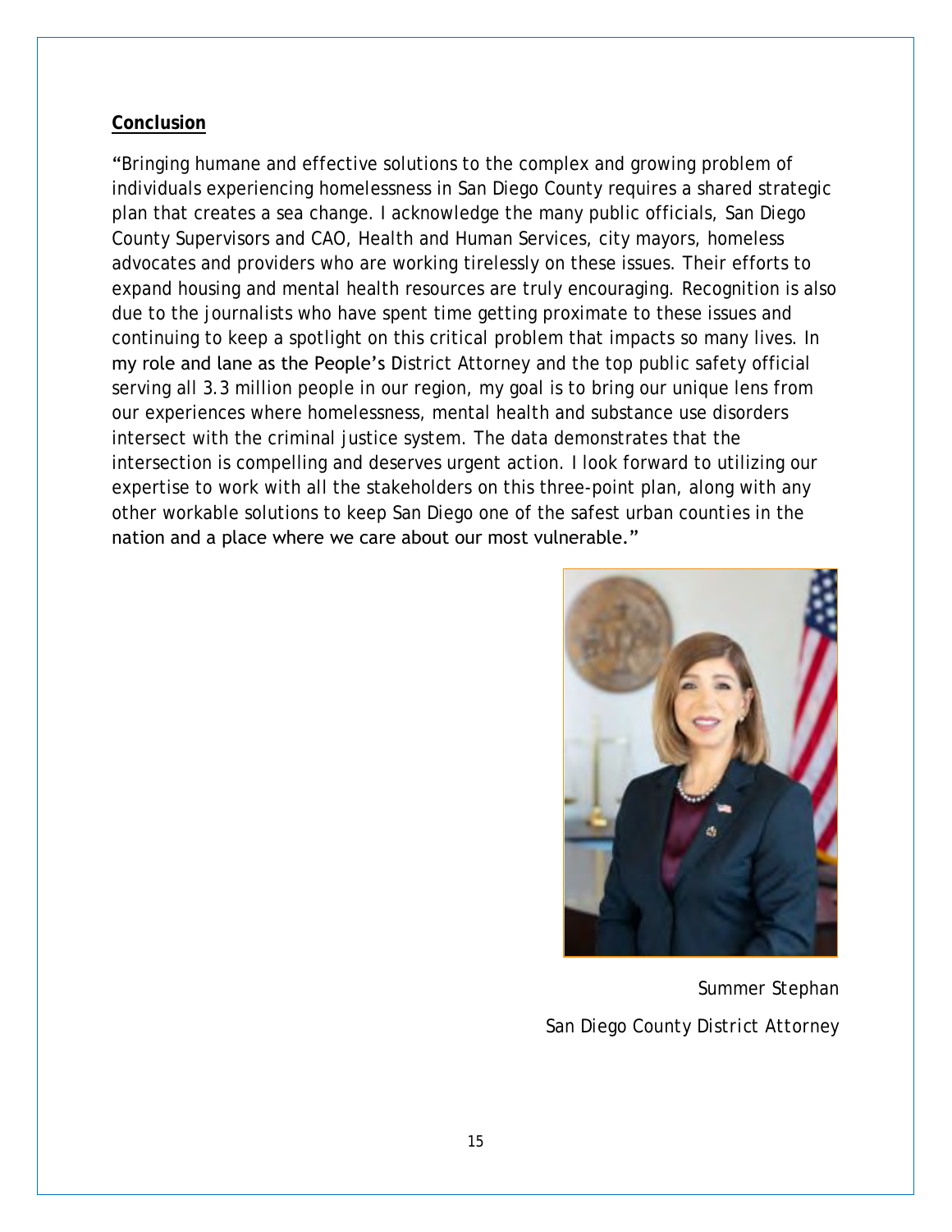## Conclusion

"Bringing humane and effective solutions to the complex and growing problem of individuals experiencing homelessness in San Diego County requires a shared strategic plan that creates a sea change. I acknowledge the many public officials, San Diego County Supervisors and CAO, Health and Human Services, city mayors, homeless advocates and providers who are working tirelessly on these issues. Their efforts to expand housing and mental health resources are truly encouraging. Recognition is also due to the journalists who have spent time getting proximate to these issues and continuing to keep a spotlight on this critical problem that impacts so many lives. In my role and lane as the People's District Attorney and the top public safety official serving all 3.3 million people in our region, my goal is to bring our unique lens from our experiences where homelessness, mental health and substance use disorders intersect with the criminal justice system. The data demonstrates that the intersection is compelling and deserves urgent action. I look forward to utilizing our expertise to work with all the stakeholders on this three-point plan, along with any other workable solutions to keep San Diego one of the safest urban counties in the nation and a place where we care about our most vulnerable."

Summer Stephan

San Diego County District Attorney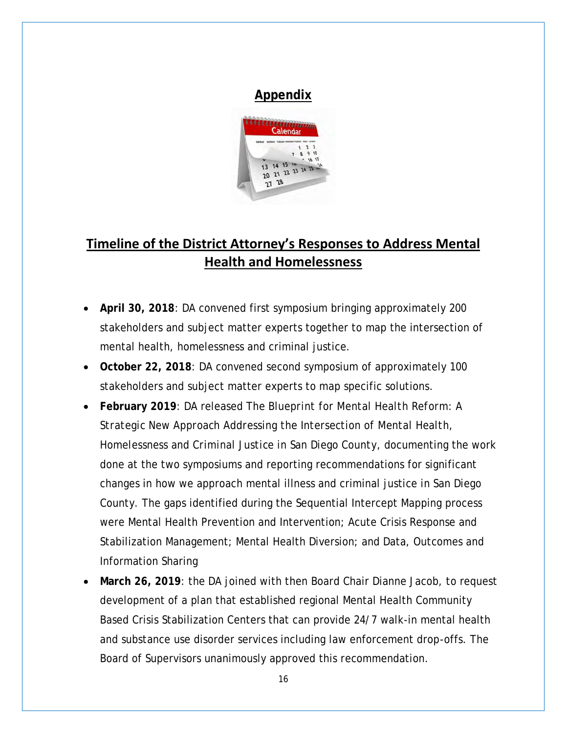## Appendix

## Timeline of the District Attorney's Responses to Address Mental Health and Homelessness

- **April 30, 2018**: DA convened first symposium bringing approximately 200 stakeholders and subject matter experts together to map the intersection of mental health, homelessness and criminal justice.
- **October 22, 2018**: DA convened second symposium of approximately 100 stakeholders and subject matter experts to map specific solutions.
- **February 2019**: DA released The Blueprint for Mental Health Reform: A Strategic New Approach Addressing the Intersection of Mental Health, Homelessness and Criminal Justice in San Diego County, documenting the work done at the two symposiums and reporting recommendations for significant changes in how we approach mental illness and criminal justice in San Diego County. The gaps identified during the Sequential Intercept Mapping process were Mental Health Prevention and Intervention; Acute Crisis Response and Stabilization Management; Mental Health Diversion; and Data, Outcomes and Information Sharing
- **March 26, 2019**: the DA joined with then Board Chair Dianne Jacob, to request development of a plan that established regional Mental Health Community Based Crisis Stabilization Centers that can provide 24/7 walk-in mental health and substance use disorder services including law enforcement drop-offs. The Board of Supervisors unanimously approved this recommendation.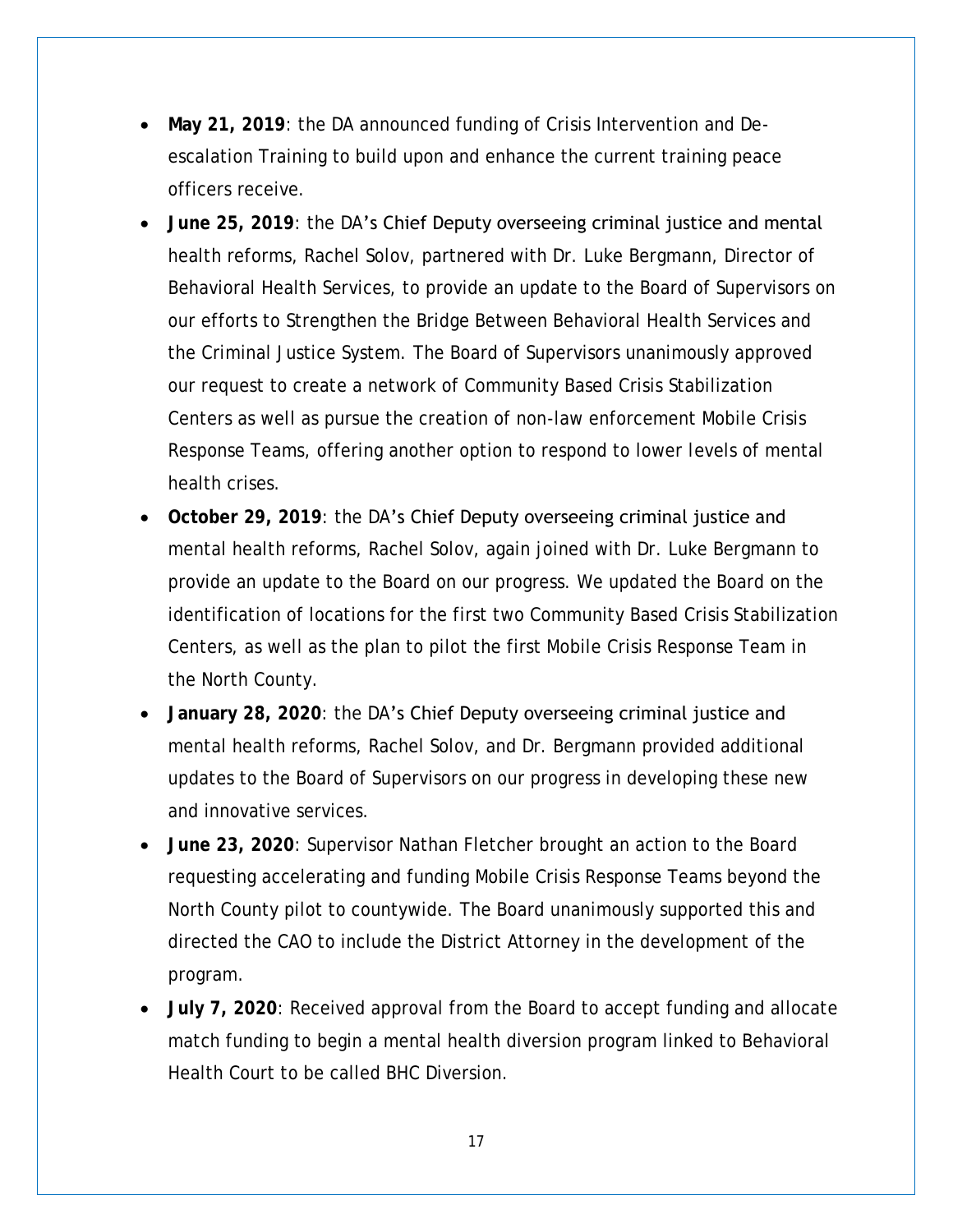- **May 21, 2019**: the DA announced funding of Crisis Intervention and De-escalation Training to build upon and enhance the current training peace officers receive.
- **June 25, 2019**: the DA's Chief Deputy overseeing criminal justice and mental health reforms, Rachel Solov, partnered with Dr. Luke Bergmann, Director of Behavioral Health Services, to provide an update to the Board of Supervisors on our efforts to Strengthen the Bridge Between Behavioral Health Services and the Criminal Justice System. The Board of Supervisors unanimously approved our request to create a network of Community Based Crisis Stabilization Centers as well as pursue the creation of non-law enforcement Mobile Crisis Response Teams, offering another option to respond to lower levels of mental health crises.
- **October 29, 2019**: the DA's Chief Deputy overseeing criminal justice and mental health reforms, Rachel Solov, again joined with Dr. Luke Bergmann to provide an update to the Board on our progress. We updated the Board on the identification of locations for the first two Community Based Crisis Stabilization Centers, as well as the plan to pilot the first Mobile Crisis Response Team in the North County.
- **January 28, 2020**: the DA's Chief Deputy overseeing criminal justice and mental health reforms, Rachel Solov, and Dr. Bergmann provided additional updates to the Board of Supervisors on our progress in developing these new and innovative services.
- **June 23, 2020**: Supervisor Nathan Fletcher brought an action to the Board requesting accelerating and funding Mobile Crisis Response Teams beyond the North County pilot to countywide. The Board unanimously supported this and directed the CAO to include the District Attorney in the development of the program.
- **July 7, 2020**: Received approval from the Board to accept funding and allocate match funding to begin a mental health diversion program linked to Behavioral Health Court to be called BHC Diversion.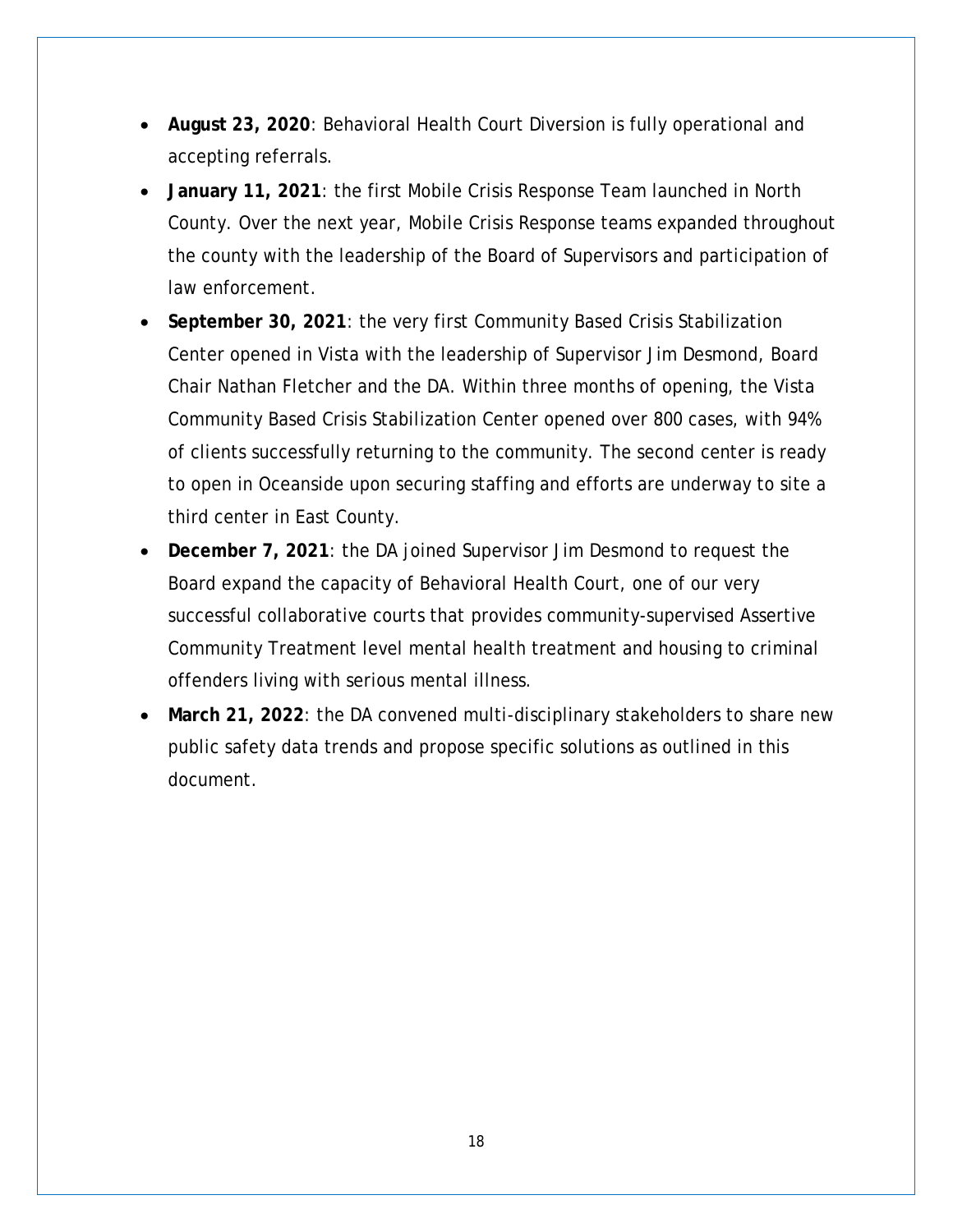- **August 23, 2020**: Behavioral Health Court Diversion is fully operational and accepting referrals.
- **January 11, 2021**: the first Mobile Crisis Response Team launched in North County. Over the next year, Mobile Crisis Response teams expanded throughout the county with the leadership of the Board of Supervisors and participation of law enforcement.
- **September 30, 2021**: the very first Community Based Crisis Stabilization Center opened in Vista with the leadership of Supervisor Jim Desmond, Board Chair Nathan Fletcher and the DA. Within three months of opening, the Vista Community Based Crisis Stabilization Center opened over 800 cases, with 94% of clients successfully returning to the community. The second center is ready to open in Oceanside upon securing staffing and efforts are underway to site a third center in East County.
- **December 7, 2021**: the DA joined Supervisor Jim Desmond to request the Board expand the capacity of Behavioral Health Court, one of our very successful collaborative courts that provides community-supervised Assertive Community Treatment level mental health treatment and housing to criminal offenders living with serious mental illness.
- **March 21, 2022**: the DA convened multi-disciplinary stakeholders to share new public safety data trends and propose specific solutions as outlined in this document.